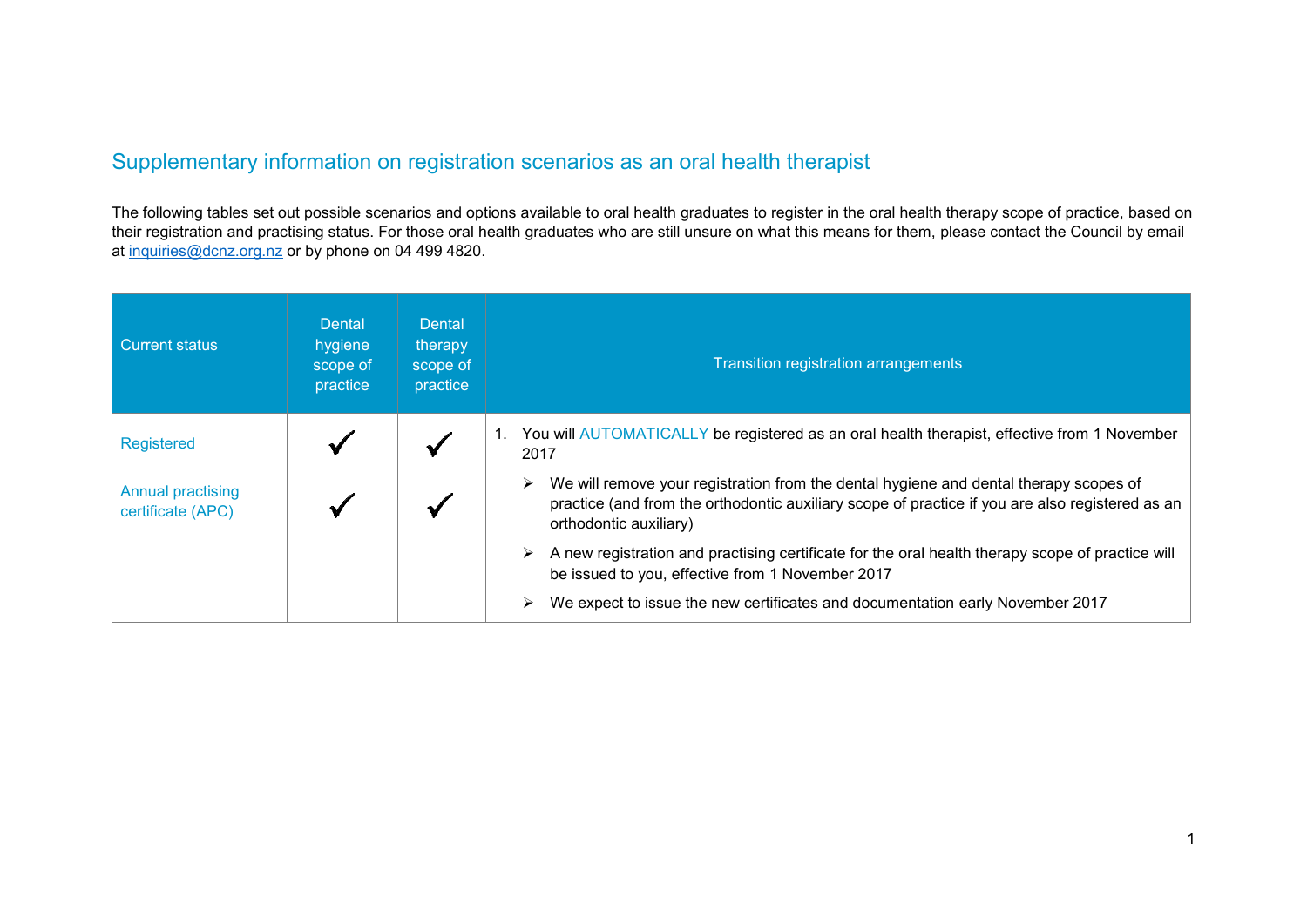# Supplementary information on registration scenarios as an oral health therapist

The following tables set out possible scenarios and options available to oral health graduates to register in the oral health therapy scope of practice, based on their registration and practising status. For those oral health graduates who are still unsure on what this means for them, please contact the Council by email at inquiries@dcnz.org.nz or by phone on 04 499 4820.

| Current status | Dental hygiene scope of practice | Dental therapy scope of practice | Transition registration arrangements |
|---|---|---|---|
| Registered | ✓ | ✓ | 1. You will AUTOMATICALLY be registered as an oral health therapist, effective from 1 November 2017<br>➢ We will remove your registration from the dental hygiene and dental therapy scopes of practice (and from the orthodontic auxiliary scope of practice if you are also registered as an orthodontic auxiliary)<br>➢ A new registration and practising certificate for the oral health therapy scope of practice will be issued to you, effective from 1 November 2017<br>➢ We expect to issue the new certificates and documentation early November 2017 |
| Annual practising certificate (APC) | ✓ | ✓ | |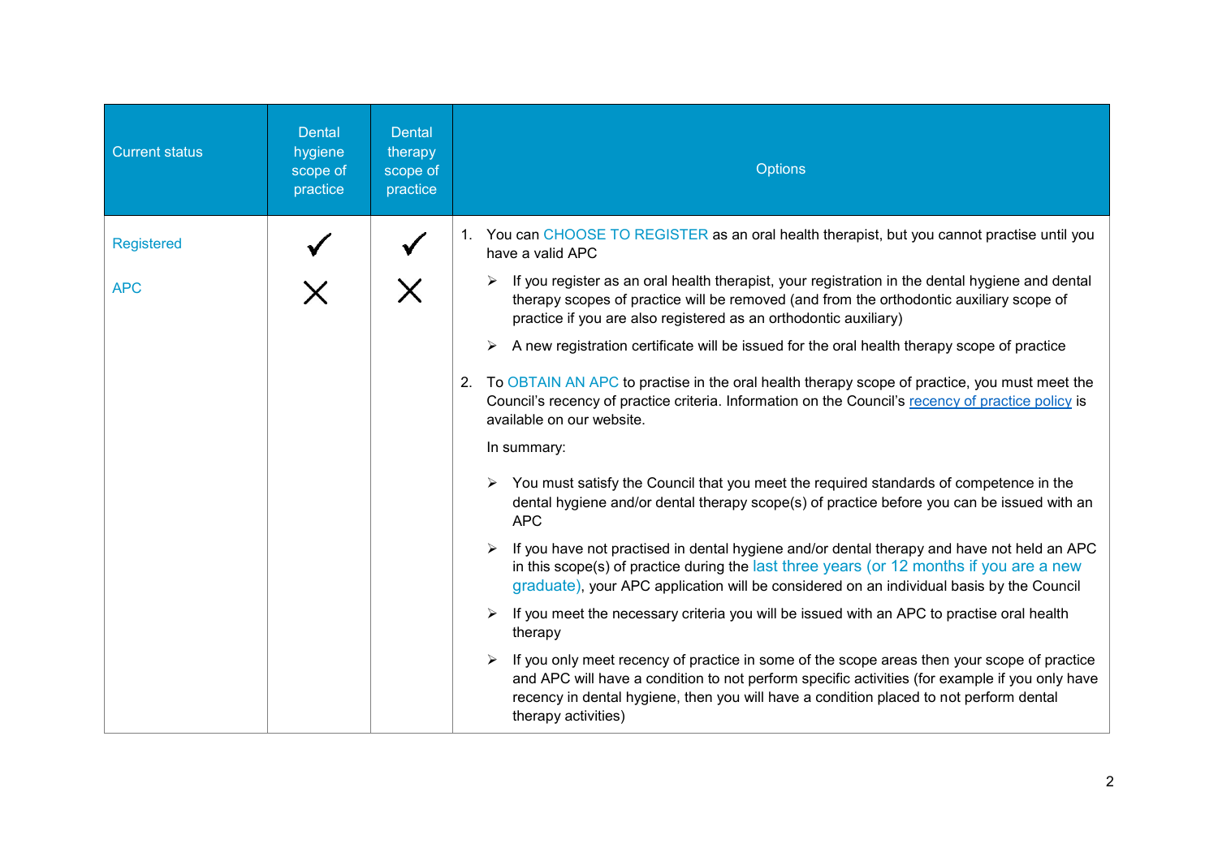| Current status | Dental hygiene scope of practice | Dental therapy scope of practice | Options |
|---|---|---|---|
| Registered<br><br>APC | ✓<br><br>✗ | ✓<br><br>✗ | 1. You can CHOOSE TO REGISTER as an oral health therapist, but you cannot practise until you have a valid APC<br>➢ If you register as an oral health therapist, your registration in the dental hygiene and dental therapy scopes of practice will be removed (and from the orthodontic auxiliary scope of practice if you are also registered as an orthodontic auxiliary)<br>➢ A new registration certificate will be issued for the oral health therapy scope of practice<br><br>2. To OBTAIN AN APC to practise in the oral health therapy scope of practice, you must meet the Council's recency of practice criteria. Information on the Council's recency of practice policy is available on our website.<br>In summary:<br>➢ You must satisfy the Council that you meet the required standards of competence in the dental hygiene and/or dental therapy scope(s) of practice before you can be issued with an APC<br>➢ If you have not practised in dental hygiene and/or dental therapy and have not held an APC in this scope(s) of practice during the last three years (or 12 months if you are a new graduate), your APC application will be considered on an individual basis by the Council<br>➢ If you meet the necessary criteria you will be issued with an APC to practise oral health therapy<br>➢ If you only meet recency of practice in some of the scope areas then your scope of practice and APC will have a condition to not perform specific activities (for example if you only have recency in dental hygiene, then you will have a condition placed to not perform dental therapy activities) |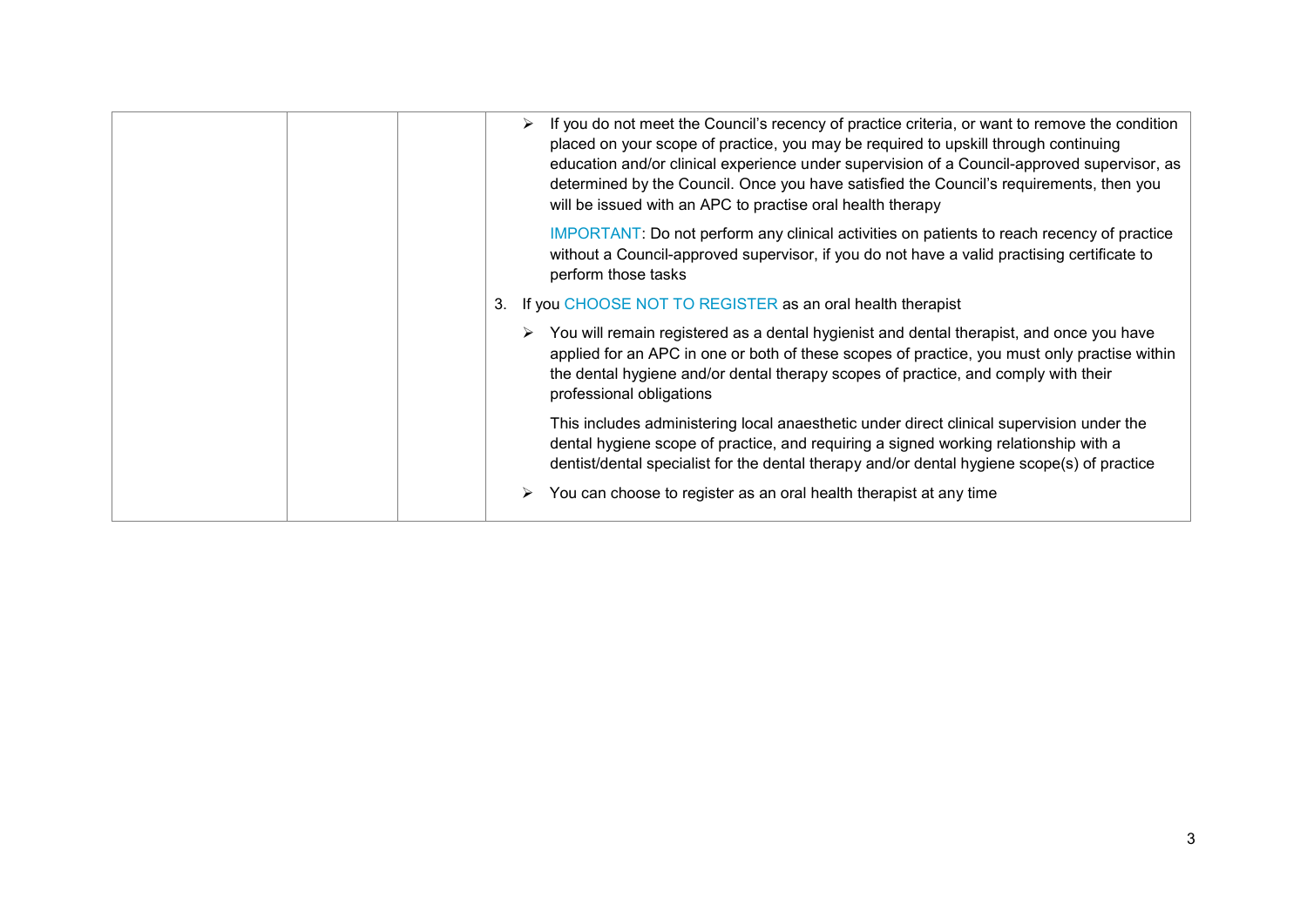| | | | |
|---|---|---|---|
| | | | ➢ If you do not meet the Council's recency of practice criteria, or want to remove the condition placed on your scope of practice, you may be required to upskill through continuing education and/or clinical experience under supervision of a Council-approved supervisor, as determined by the Council. Once you have satisfied the Council's requirements, then you will be issued with an APC to practise oral health therapy<br><br>IMPORTANT: Do not perform any clinical activities on patients to reach recency of practice without a Council-approved supervisor, if you do not have a valid practising certificate to perform those tasks<br><br>3. If you CHOOSE NOT TO REGISTER as an oral health therapist<br><br>➢ You will remain registered as a dental hygienist and dental therapist, and once you have applied for an APC in one or both of these scopes of practice, you must only practise within the dental hygiene and/or dental therapy scopes of practice, and comply with their professional obligations<br><br>This includes administering local anaesthetic under direct clinical supervision under the dental hygiene scope of practice, and requiring a signed working relationship with a dentist/dental specialist for the dental therapy and/or dental hygiene scope(s) of practice<br><br>➢ You can choose to register as an oral health therapist at any time |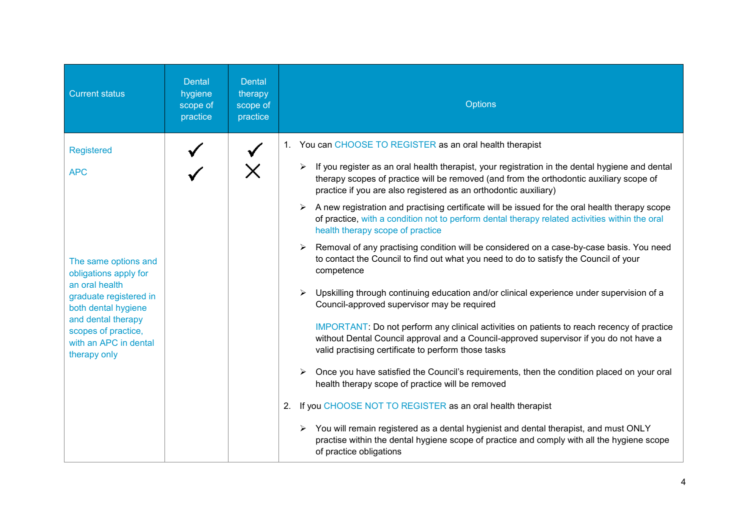| Current status | Dental hygiene scope of practice | Dental therapy scope of practice | Options |
|---|---|---|---|
| Registered<br><br>APC<br><br>The same options and obligations apply for an oral health graduate registered in both dental hygiene and dental therapy scopes of practice, with an APC in dental therapy only | ✓<br><br>✓ | ✓<br><br>✗ | 1. You can CHOOSE TO REGISTER as an oral health therapist<br><br>➢ If you register as an oral health therapist, your registration in the dental hygiene and dental therapy scopes of practice will be removed (and from the orthodontic auxiliary scope of practice if you are also registered as an orthodontic auxiliary)<br><br>➢ A new registration and practising certificate will be issued for the oral health therapy scope of practice, with a condition not to perform dental therapy related activities within the oral health therapy scope of practice<br><br>➢ Removal of any practising condition will be considered on a case-by-case basis. You need to contact the Council to find out what you need to do to satisfy the Council of your competence<br><br>➢ Upskilling through continuing education and/or clinical experience under supervision of a Council-approved supervisor may be required<br><br>IMPORTANT: Do not perform any clinical activities on patients to reach recency of practice without Dental Council approval and a Council-approved supervisor if you do not have a valid practising certificate to perform those tasks<br><br>➢ Once you have satisfied the Council's requirements, then the condition placed on your oral health therapy scope of practice will be removed<br><br>2. If you CHOOSE NOT TO REGISTER as an oral health therapist<br><br>➢ You will remain registered as a dental hygienist and dental therapist, and must ONLY practise within the dental hygiene scope of practice and comply with all the hygiene scope of practice obligations |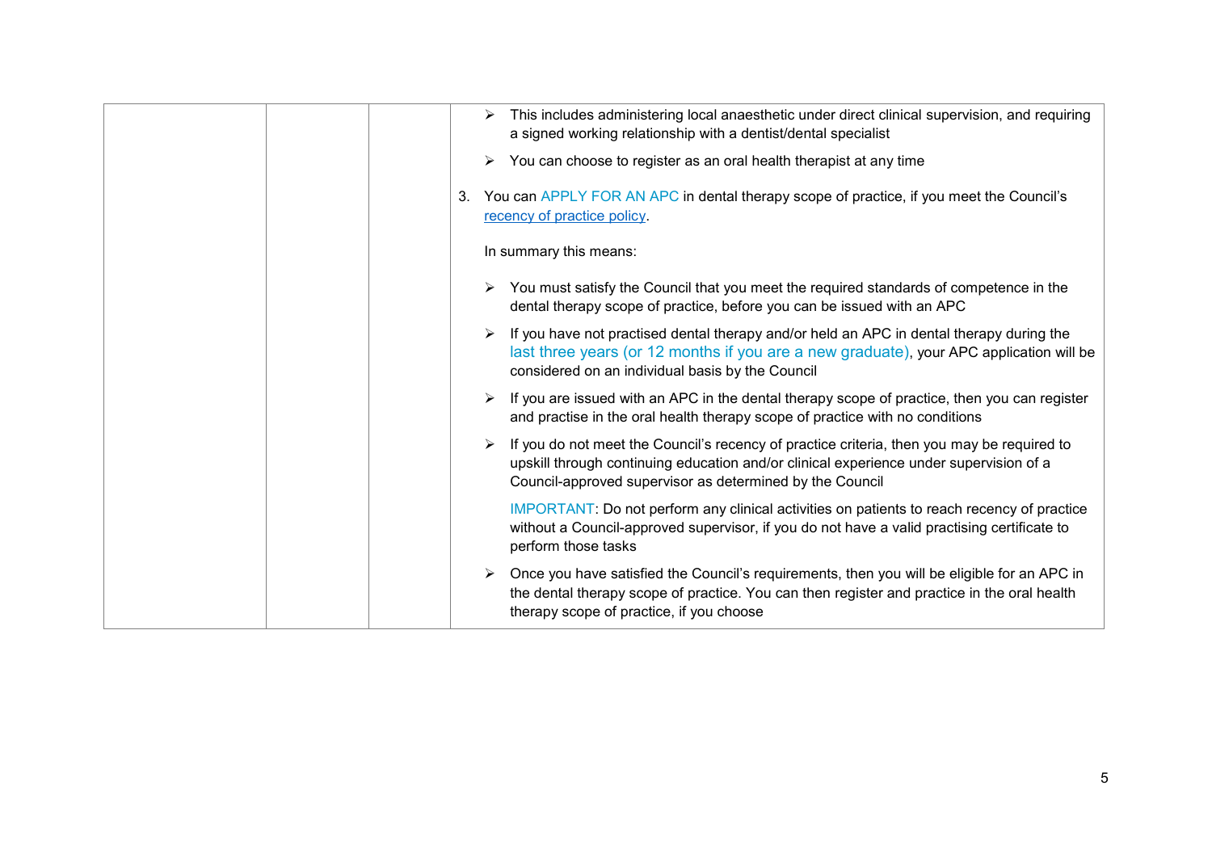| | | | ➢ This includes administering local anaesthetic under direct clinical supervision, and requiring a signed working relationship with a dentist/dental specialist<br><br>➢ You can choose to register as an oral health therapist at any time<br><br>3. You can APPLY FOR AN APC in dental therapy scope of practice, if you meet the Council's recency of practice policy.<br><br>In summary this means:<br><br>➢ You must satisfy the Council that you meet the required standards of competence in the dental therapy scope of practice, before you can be issued with an APC<br><br>➢ If you have not practised dental therapy and/or held an APC in dental therapy during the last three years (or 12 months if you are a new graduate), your APC application will be considered on an individual basis by the Council<br><br>➢ If you are issued with an APC in the dental therapy scope of practice, then you can register and practise in the oral health therapy scope of practice with no conditions<br><br>➢ If you do not meet the Council's recency of practice criteria, then you may be required to upskill through continuing education and/or clinical experience under supervision of a Council-approved supervisor as determined by the Council<br><br>IMPORTANT: Do not perform any clinical activities on patients to reach recency of practice without a Council-approved supervisor, if you do not have a valid practising certificate to perform those tasks<br><br>➢ Once you have satisfied the Council's requirements, then you will be eligible for an APC in the dental therapy scope of practice. You can then register and practice in the oral health therapy scope of practice, if you choose |
|---|---|---|---|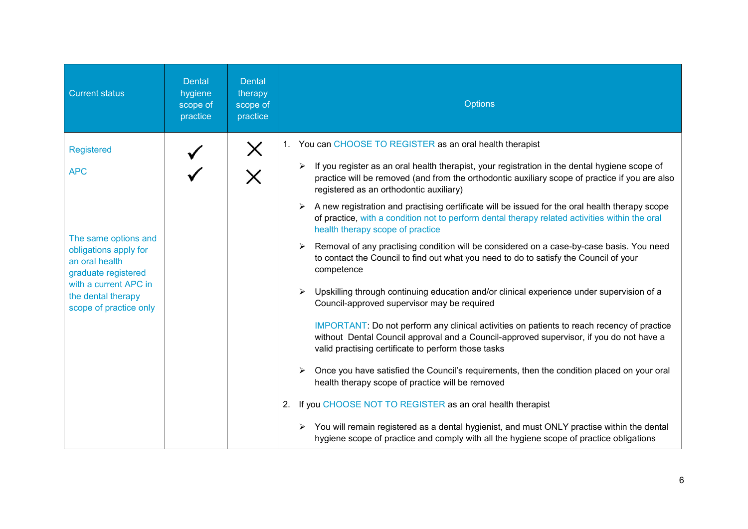| Current status | Dental hygiene scope of practice | Dental therapy scope of practice | Options |
|---|---|---|---|
| Registered<br><br>APC<br><br>The same options and obligations apply for an oral health graduate registered with a current APC in the dental therapy scope of practice only | ✓<br><br>✓ | ✗<br><br>✗ | 1. You can CHOOSE TO REGISTER as an oral health therapist<br><br>➢ If you register as an oral health therapist, your registration in the dental hygiene scope of practice will be removed (and from the orthodontic auxiliary scope of practice if you are also registered as an orthodontic auxiliary)<br><br>➢ A new registration and practising certificate will be issued for the oral health therapy scope of practice, with a condition not to perform dental therapy related activities within the oral health therapy scope of practice<br><br>➢ Removal of any practising condition will be considered on a case-by-case basis. You need to contact the Council to find out what you need to do to satisfy the Council of your competence<br><br>➢ Upskilling through continuing education and/or clinical experience under supervision of a Council-approved supervisor may be required<br><br>IMPORTANT: Do not perform any clinical activities on patients to reach recency of practice without Dental Council approval and a Council-approved supervisor, if you do not have a valid practising certificate to perform those tasks<br><br>➢ Once you have satisfied the Council's requirements, then the condition placed on your oral health therapy scope of practice will be removed<br><br>2. If you CHOOSE NOT TO REGISTER as an oral health therapist<br><br>➢ You will remain registered as a dental hygienist, and must ONLY practise within the dental hygiene scope of practice and comply with all the hygiene scope of practice obligations |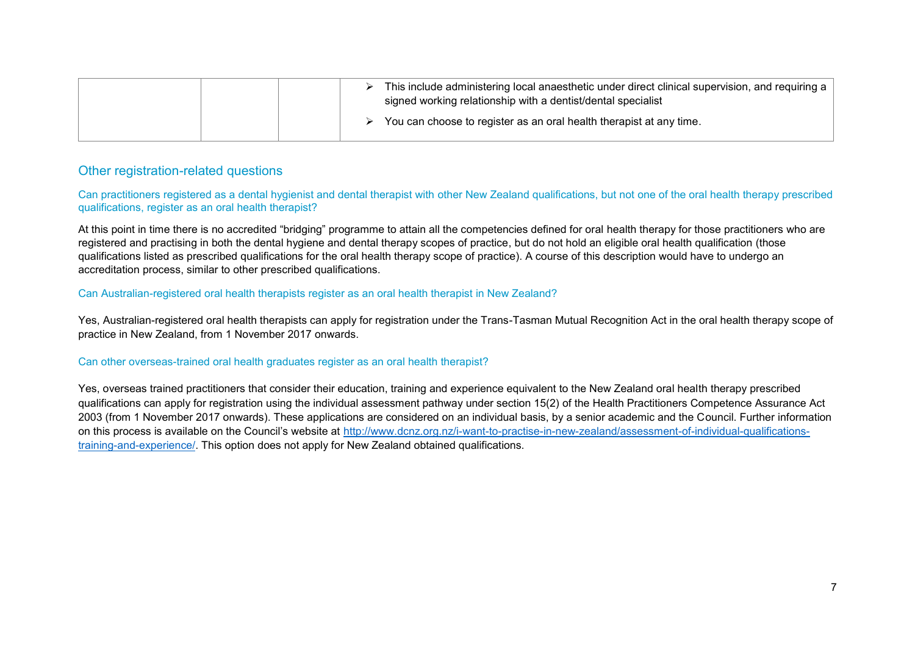| | | | |
|---|---|---|---|
| | | | ➢ This include administering local anaesthetic under direct clinical supervision, and requiring a signed working relationship with a dentist/dental specialist<br><br>➢ You can choose to register as an oral health therapist at any time. |

## Other registration-related questions

### Can practitioners registered as a dental hygienist and dental therapist with other New Zealand qualifications, but not one of the oral health therapy prescribed qualifications, register as an oral health therapist?

At this point in time there is no accredited "bridging" programme to attain all the competencies defined for oral health therapy for those practitioners who are registered and practising in both the dental hygiene and dental therapy scopes of practice, but do not hold an eligible oral health qualification (those qualifications listed as prescribed qualifications for the oral health therapy scope of practice). A course of this description would have to undergo an accreditation process, similar to other prescribed qualifications.

### Can Australian-registered oral health therapists register as an oral health therapist in New Zealand?

Yes, Australian-registered oral health therapists can apply for registration under the Trans-Tasman Mutual Recognition Act in the oral health therapy scope of practice in New Zealand, from 1 November 2017 onwards.

### Can other overseas-trained oral health graduates register as an oral health therapist?

Yes, overseas trained practitioners that consider their education, training and experience equivalent to the New Zealand oral health therapy prescribed qualifications can apply for registration using the individual assessment pathway under section 15(2) of the Health Practitioners Competence Assurance Act 2003 (from 1 November 2017 onwards). These applications are considered on an individual basis, by a senior academic and the Council. Further information on this process is available on the Council's website at [http://www.dcnz.org.nz/i-want-to-practise-in-new-zealand/assessment-of-individual-qualifications-training-and-experience/](http://www.dcnz.org.nz/i-want-to-practise-in-new-zealand/assessment-of-individual-qualifications-training-and-experience/). This option does not apply for New Zealand obtained qualifications.